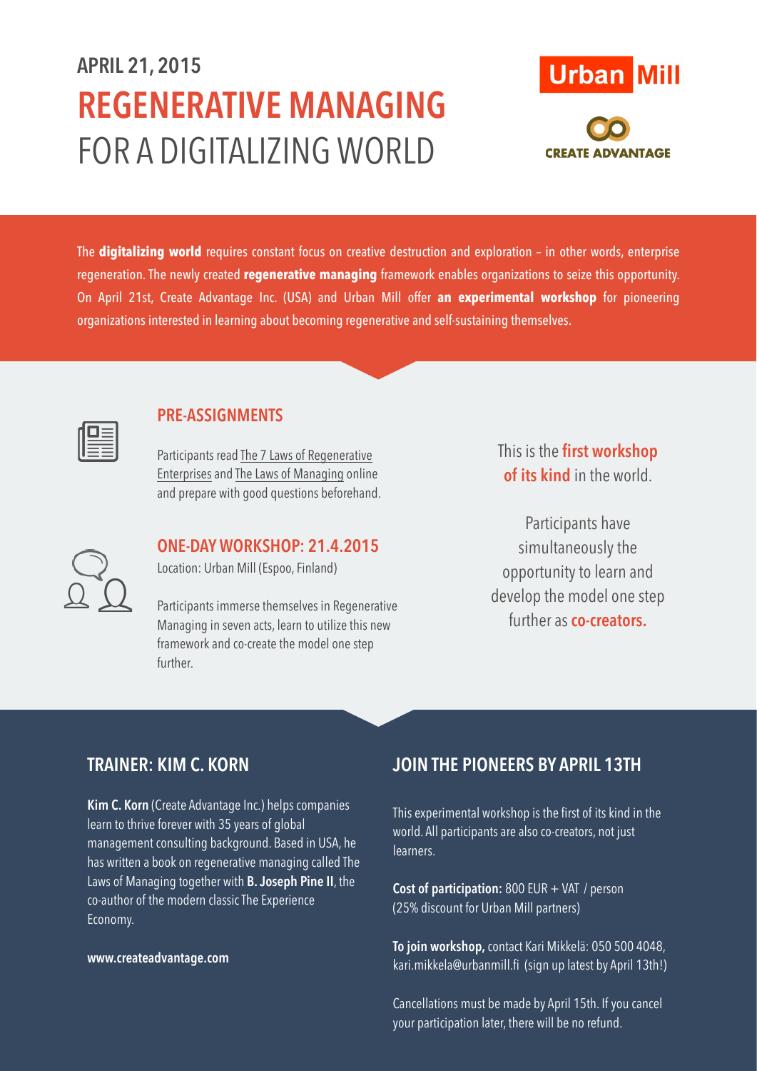APRIL 21, 2015

# REGENERATIVE MANAGING FOR A DIGITALIZING WORLD

Urban Mill

CREATE ADVANTAGE

The **digitalizing world** requires constant focus on creative destruction and exploration – in other words, enterprise regeneration. The newly created **regenerative managing** framework enables organizations to seize this opportunity. On April 21st, Create Advantage Inc. (USA) and Urban Mill offer **an experimental workshop** for pioneering organizations interested in learning about becoming regenerative and self-sustaining themselves.

## PRE-ASSIGNMENTS

Participants read The 7 Laws of Regenerative Enterprises and The Laws of Managing online and prepare with good questions beforehand.

## ONE-DAY WORKSHOP: 21.4.2015

Location: Urban Mill (Espoo, Finland)

Participants immerse themselves in Regenerative Managing in seven acts, learn to utilize this new framework and co-create the model one step further.

This is the **first workshop of its kind** in the world.

Participants have simultaneously the opportunity to learn and develop the model one step further as **co-creators.**

## TRAINER: KIM C. KORN

**Kim C. Korn** (Create Advantage Inc.) helps companies learn to thrive forever with 35 years of global management consulting background. Based in USA, he has written a book on regenerative managing called The Laws of Managing together with **B. Joseph Pine II**, the co-author of the modern classic The Experience Economy.

**www.createadvantage.com**

## JOIN THE PIONEERS BY APRIL 13TH

This experimental workshop is the first of its kind in the world. All participants are also co-creators, not just learners.

**Cost of participation:** 800 EUR + VAT / person (25% discount for Urban Mill partners)

**To join workshop,** contact Kari Mikkelä: 050 500 4048, kari.mikkela@urbanmill.fi (sign up latest by April 13th!)

Cancellations must be made by April 15th. If you cancel your participation later, there will be no refund.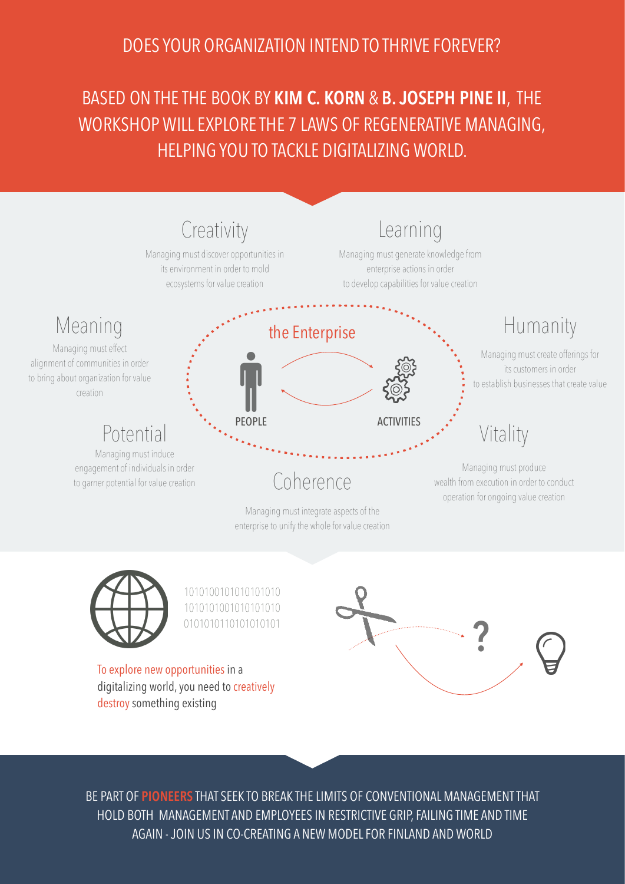DOES YOUR ORGANIZATION INTEND TO THRIVE FOREVER?

BASED ON THE THE BOOK BY **KIM C. KORN** & **B. JOSEPH PINE II**, THE WORKSHOP WILL EXPLORE THE 7 LAWS OF REGENERATIVE MANAGING, HELPING YOU TO TACKLE DIGITALIZING WORLD.

## Creativity

Managing must discover opportunities in its environment in order to mold ecosystems for value creation

## Learning

Managing must generate knowledge from enterprise actions in order to develop capabilities for value creation

## Meaning

Managing must effect alignment of communities in order to bring about organization for value creation

the Enterprise

PEOPLE

ACTIVITIES

## Humanity

Managing must create offerings for its customers in order to establish businesses that create value

## Potential

Managing must induce engagement of individuals in order to garner potential for value creation

## Vitality

Managing must produce wealth from execution in order to conduct operation for ongoing value creation

## Coherence

Managing must integrate aspects of the enterprise to unify the whole for value creation

1010100101010101010
1010101001010101010
0101010110101010101

To explore new opportunities in a digitalizing world, you need to creatively destroy something existing

?

BE PART OF **PIONEERS** THAT SEEK TO BREAK THE LIMITS OF CONVENTIONAL MANAGEMENT THAT HOLD BOTH MANAGEMENT AND EMPLOYEES IN RESTRICTIVE GRIP, FAILING TIME AND TIME AGAIN - JOIN US IN CO-CREATING A NEW MODEL FOR FINLAND AND WORLD